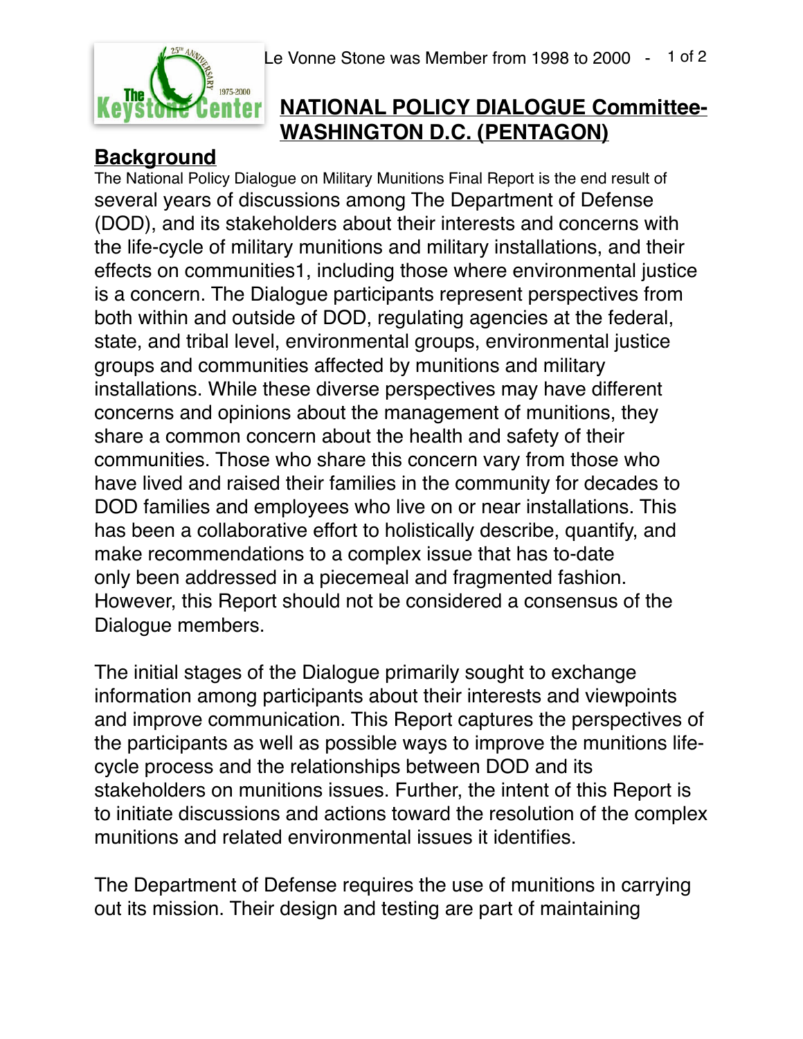Le Vonne Stone was Member from 1998 to 2000

# NATIONAL POLICY DIALOGUE Committee- WASHINGTON D.C. (PENTAGON)

## Background

The National Policy Dialogue on Military Munitions Final Report is the end result of several years of discussions among The Department of Defense (DOD), and its stakeholders about their interests and concerns with the life-cycle of military munitions and military installations, and their effects on communities1, including those where environmental justice is a concern. The Dialogue participants represent perspectives from both within and outside of DOD, regulating agencies at the federal, state, and tribal level, environmental groups, environmental justice groups and communities affected by munitions and military installations. While these diverse perspectives may have different concerns and opinions about the management of munitions, they share a common concern about the health and safety of their communities. Those who share this concern vary from those who have lived and raised their families in the community for decades to DOD families and employees who live on or near installations. This has been a collaborative effort to holistically describe, quantify, and make recommendations to a complex issue that has to-date only been addressed in a piecemeal and fragmented fashion. However, this Report should not be considered a consensus of the Dialogue members.

The initial stages of the Dialogue primarily sought to exchange information among participants about their interests and viewpoints and improve communication. This Report captures the perspectives of the participants as well as possible ways to improve the munitions life-cycle process and the relationships between DOD and its stakeholders on munitions issues. Further, the intent of this Report is to initiate discussions and actions toward the resolution of the complex munitions and related environmental issues it identifies.

The Department of Defense requires the use of munitions in carrying out its mission. Their design and testing are part of maintaining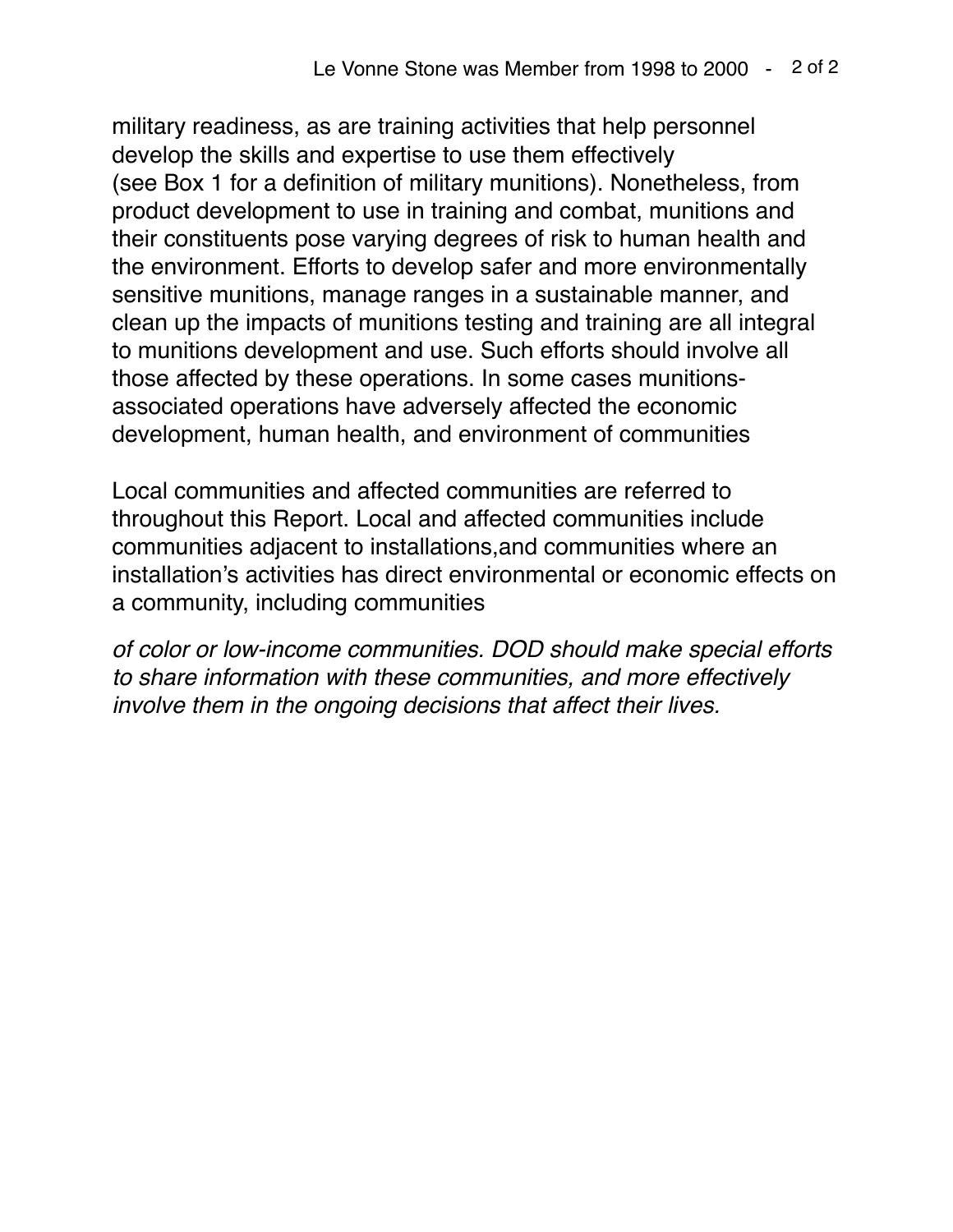military readiness, as are training activities that help personnel develop the skills and expertise to use them effectively (see Box 1 for a definition of military munitions). Nonetheless, from product development to use in training and combat, munitions and their constituents pose varying degrees of risk to human health and the environment. Efforts to develop safer and more environmentally sensitive munitions, manage ranges in a sustainable manner, and clean up the impacts of munitions testing and training are all integral to munitions development and use. Such efforts should involve all those affected by these operations. In some cases munitions-associated operations have adversely affected the economic development, human health, and environment of communities

Local communities and affected communities are referred to throughout this Report. Local and affected communities include communities adjacent to installations,and communities where an installation's activities has direct environmental or economic effects on a community, including communities

*of color or low-income communities. DOD should make special efforts to share information with these communities, and more effectively involve them in the ongoing decisions that affect their lives.*